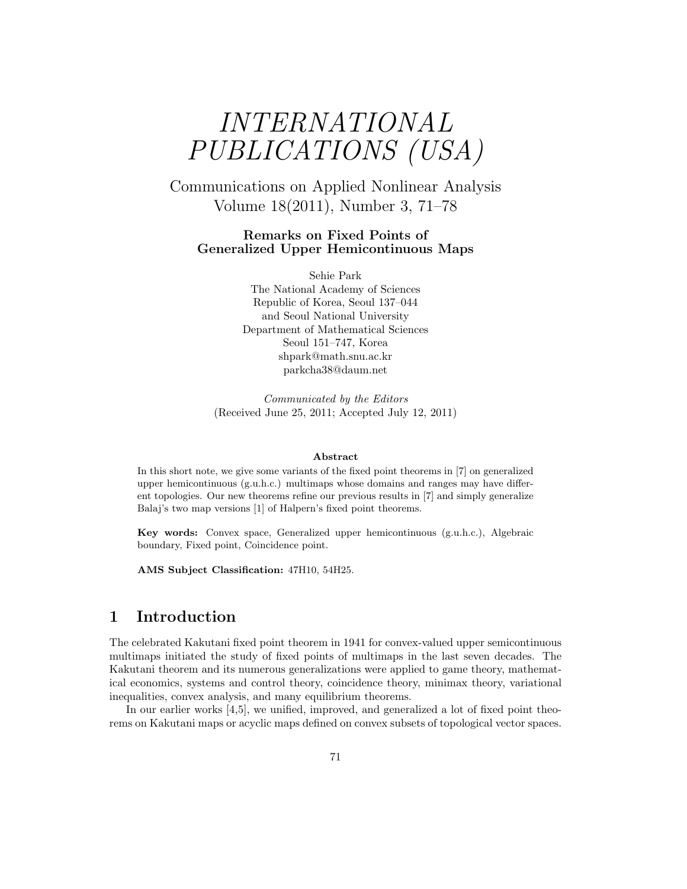# INTERNATIONAL PUBLICATIONS (USA)

Communications on Applied Nonlinear Analysis
Volume 18(2011), Number 3, 71–78

**Remarks on Fixed Points of Generalized Upper Hemicontinuous Maps**

Sehie Park
The National Academy of Sciences
Republic of Korea, Seoul 137–044
and Seoul National University
Department of Mathematical Sciences
Seoul 151–747, Korea
shpark@math.snu.ac.kr
parkcha38@daum.net

*Communicated by the Editors*
(Received June 25, 2011; Accepted July 12, 2011)

**Abstract**

In this short note, we give some variants of the fixed point theorems in [7] on generalized upper hemicontinuous (g.u.h.c.) multimaps whose domains and ranges may have different topologies. Our new theorems refine our previous results in [7] and simply generalize Balaj's two map versions [1] of Halpern's fixed point theorems.

**Key words:** Convex space, Generalized upper hemicontinuous (g.u.h.c.), Algebraic boundary, Fixed point, Coincidence point.

**AMS Subject Classification:** 47H10, 54H25.

## 1 Introduction

The celebrated Kakutani fixed point theorem in 1941 for convex-valued upper semicontinuous multimaps initiated the study of fixed points of multimaps in the last seven decades. The Kakutani theorem and its numerous generalizations were applied to game theory, mathematical economics, systems and control theory, coincidence theory, minimax theory, variational inequalities, convex analysis, and many equilibrium theorems.

In our earlier works [4,5], we unified, improved, and generalized a lot of fixed point theorems on Kakutani maps or acyclic maps defined on convex subsets of topological vector spaces.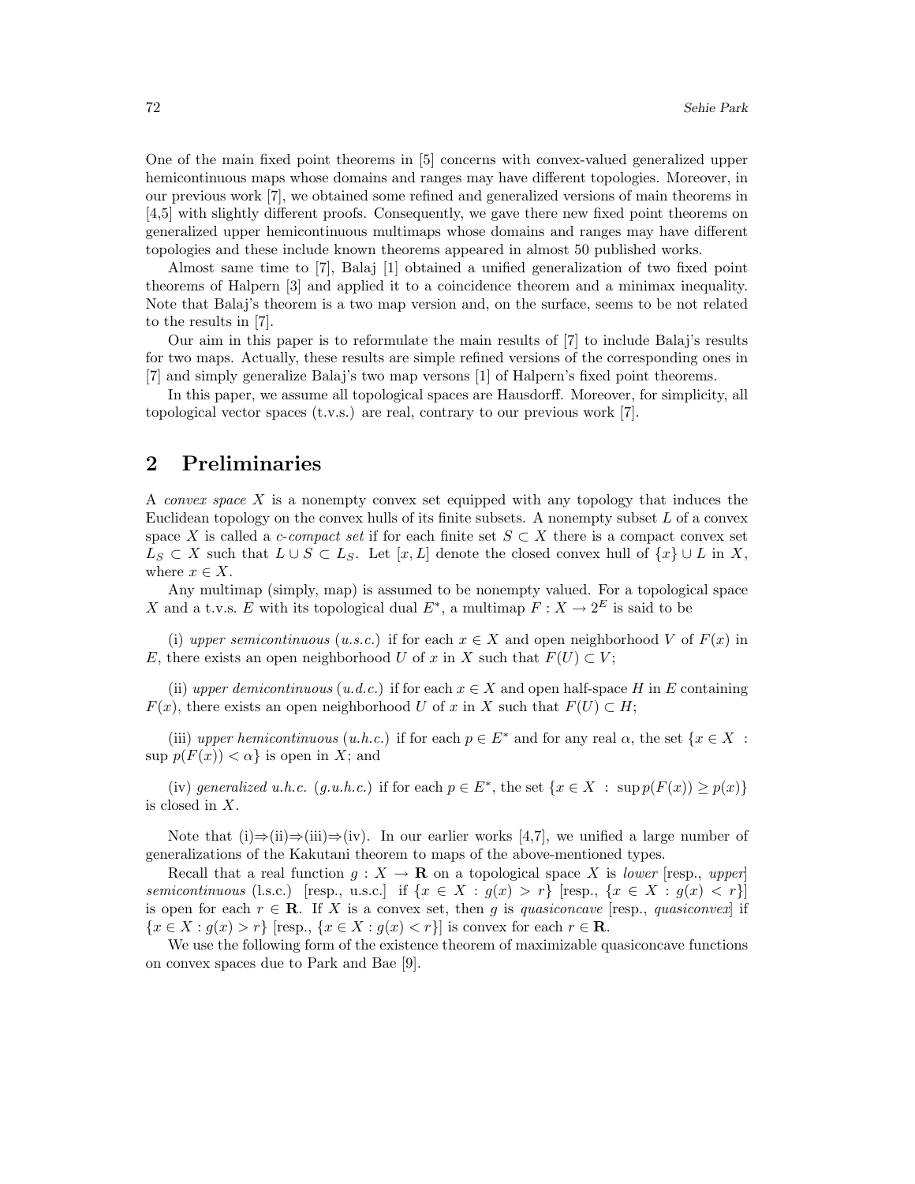One of the main fixed point theorems in [5] concerns with convex-valued generalized upper hemicontinuous maps whose domains and ranges may have different topologies. Moreover, in our previous work [7], we obtained some refined and generalized versions of main theorems in [4,5] with slightly different proofs. Consequently, we gave there new fixed point theorems on generalized upper hemicontinuous multimaps whose domains and ranges may have different topologies and these include known theorems appeared in almost 50 published works.

Almost same time to [7], Balaj [1] obtained a unified generalization of two fixed point theorems of Halpern [3] and applied it to a coincidence theorem and a minimax inequality. Note that Balaj's theorem is a two map version and, on the surface, seems to be not related to the results in [7].

Our aim in this paper is to reformulate the main results of [7] to include Balaj's results for two maps. Actually, these results are simple refined versions of the corresponding ones in [7] and simply generalize Balaj's two map versons [1] of Halpern's fixed point theorems.

In this paper, we assume all topological spaces are Hausdorff. Moreover, for simplicity, all topological vector spaces (t.v.s.) are real, contrary to our previous work [7].

## 2 Preliminaries

A *convex space* $X$ is a nonempty convex set equipped with any topology that induces the Euclidean topology on the convex hulls of its finite subsets. A nonempty subset $L$ of a convex space $X$ is called a *c-compact set* if for each finite set $S \subset X$ there is a compact convex set $L_S \subset X$ such that $L \cup S \subset L_S$. Let $[x, L]$ denote the closed convex hull of $\{x\} \cup L$ in $X$, where $x \in X$.

Any multimap (simply, map) is assumed to be nonempty valued. For a topological space $X$ and a t.v.s. $E$ with its topological dual $E^*$, a multimap $F : X \to 2^E$ is said to be

(i) *upper semicontinuous* (*u.s.c.*) if for each $x \in X$ and open neighborhood $V$ of $F(x)$ in $E$, there exists an open neighborhood $U$ of $x$ in $X$ such that $F(U) \subset V$;

(ii) *upper demicontinuous* (*u.d.c.*) if for each $x \in X$ and open half-space $H$ in $E$ containing $F(x)$, there exists an open neighborhood $U$ of $x$ in $X$ such that $F(U) \subset H$;

(iii) *upper hemicontinuous* (*u.h.c.*) if for each $p \in E^*$ and for any real $\alpha$, the set $\{x \in X : \sup p(F(x)) < \alpha\}$ is open in $X$; and

(iv) *generalized u.h.c.* (*g.u.h.c.*) if for each $p \in E^*$, the set $\{x \in X : \sup p(F(x)) \geq p(x)\}$ is closed in $X$.

Note that (i)⇒(ii)⇒(iii)⇒(iv). In our earlier works [4,7], we unified a large number of generalizations of the Kakutani theorem to maps of the above-mentioned types.

Recall that a real function $g : X \to \mathbf{R}$ on a topological space $X$ is *lower* [resp., *upper*] *semicontinuous* (l.s.c.) [resp., u.s.c.] if $\{x \in X : g(x) > r\}$ [resp., $\{x \in X : g(x) < r\}$] is open for each $r \in \mathbf{R}$. If $X$ is a convex set, then $g$ is *quasiconcave* [resp., *quasiconvex*] if $\{x \in X : g(x) > r\}$ [resp., $\{x \in X : g(x) < r\}$] is convex for each $r \in \mathbf{R}$.

We use the following form of the existence theorem of maximizable quasiconcave functions on convex spaces due to Park and Bae [9].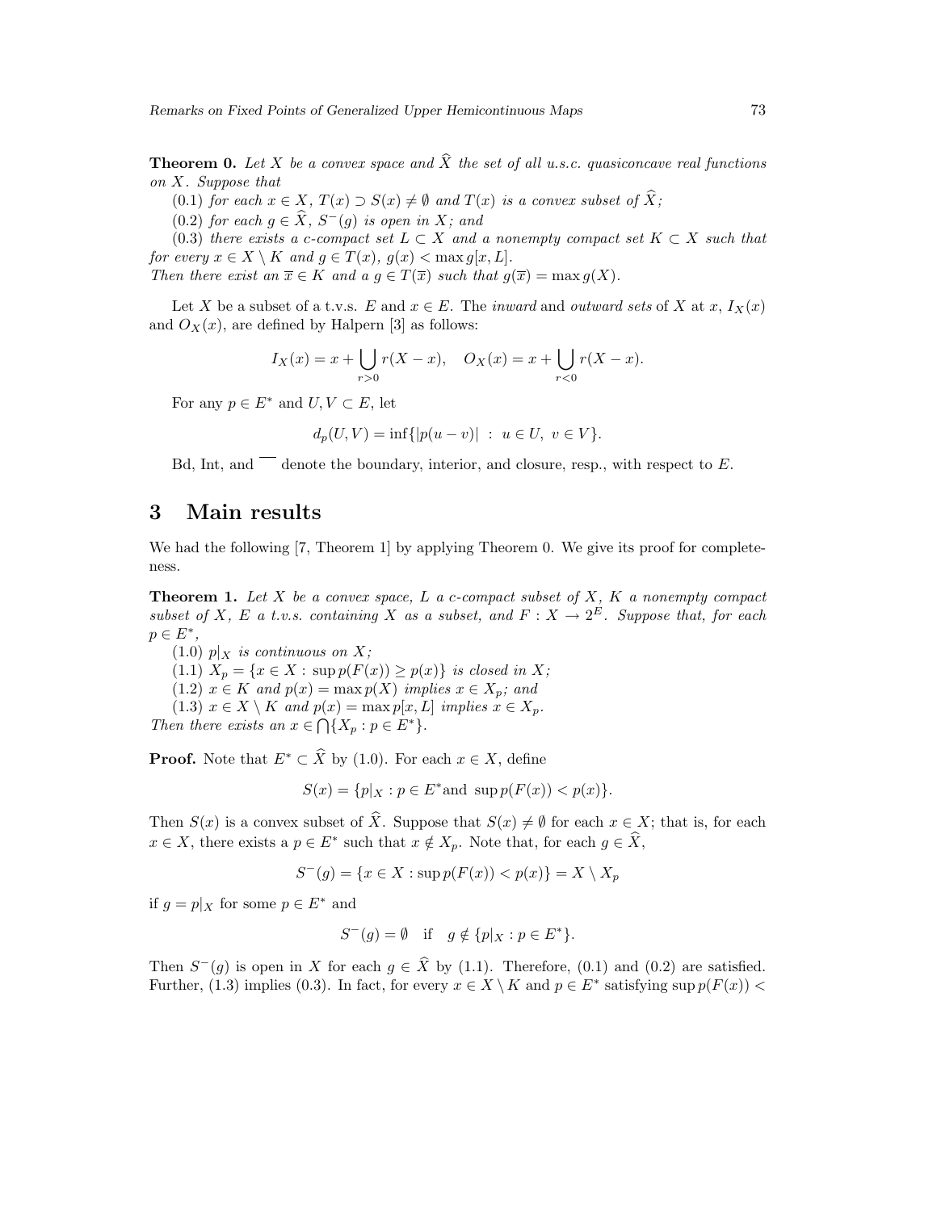**Theorem 0.** *Let $X$ be a convex space and $\widehat{X}$ the set of all u.s.c. quasiconcave real functions on $X$. Suppose that*

(0.1) *for each $x \in X$, $T(x) \supset S(x) \neq \emptyset$ and $T(x)$ is a convex subset of $\widehat{X}$;*

(0.2) *for each $g \in \widehat{X}$, $S^{-}(g)$ is open in $X$; and*

(0.3) *there exists a c-compact set $L \subset X$ and a nonempty compact set $K \subset X$ such that for every $x \in X \setminus K$ and $g \in T(x)$, $g(x) < \max g[x, L]$.*

*Then there exist an $\overline{x} \in K$ and a $g \in T(\overline{x})$ such that $g(\overline{x}) = \max g(X)$.*

Let $X$ be a subset of a t.v.s. $E$ and $x \in E$. The *inward* and *outward sets* of $X$ at $x$, $I_X(x)$ and $O_X(x)$, are defined by Halpern [3] as follows:

$$I_X(x) = x + \bigcup_{r>0} r(X - x), \quad O_X(x) = x + \bigcup_{r<0} r(X - x).$$

For any $p \in E^*$ and $U, V \subset E$, let

$$d_p(U, V) = \inf\{|p(u - v)| \ : \ u \in U, \ v \in V\}.$$

Bd, Int, and $\overline{\phantom{x}}$ denote the boundary, interior, and closure, resp., with respect to $E$.

# 3 Main results

We had the following [7, Theorem 1] by applying Theorem 0. We give its proof for completeness.

**Theorem 1.** *Let $X$ be a convex space, $L$ a c-compact subset of $X$, $K$ a nonempty compact subset of $X$, $E$ a t.v.s. containing $X$ as a subset, and $F : X \to 2^E$. Suppose that, for each $p \in E^*$,*

(1.0) *$p|_X$ is continuous on $X$;*

(1.1) *$X_p = \{x \in X : \sup p(F(x)) \geq p(x)\}$ is closed in $X$;*

(1.2) *$x \in K$ and $p(x) = \max p(X)$ implies $x \in X_p$; and*

(1.3) *$x \in X \setminus K$ and $p(x) = \max p[x, L]$ implies $x \in X_p$.*

*Then there exists an $x \in \bigcap\{X_p : p \in E^*\}$.*

**Proof.** Note that $E^* \subset \widehat{X}$ by (1.0). For each $x \in X$, define

$$S(x) = \{p|_X : p \in E^* \text{and } \sup p(F(x)) < p(x)\}.$$

Then $S(x)$ is a convex subset of $\widehat{X}$. Suppose that $S(x) \neq \emptyset$ for each $x \in X$; that is, for each $x \in X$, there exists a $p \in E^*$ such that $x \notin X_p$. Note that, for each $g \in \widehat{X}$,

$$S^{-}(g) = \{x \in X : \sup p(F(x)) < p(x)\} = X \setminus X_p$$

if $g = p|_X$ for some $p \in E^*$ and

$$S^{-}(g) = \emptyset \quad \text{if} \quad g \notin \{p|_X : p \in E^*\}.$$

Then $S^{-}(g)$ is open in $X$ for each $g \in \widehat{X}$ by (1.1). Therefore, (0.1) and (0.2) are satisfied. Further, (1.3) implies (0.3). In fact, for every $x \in X \setminus K$ and $p \in E^*$ satisfying $\sup p(F(x)) <$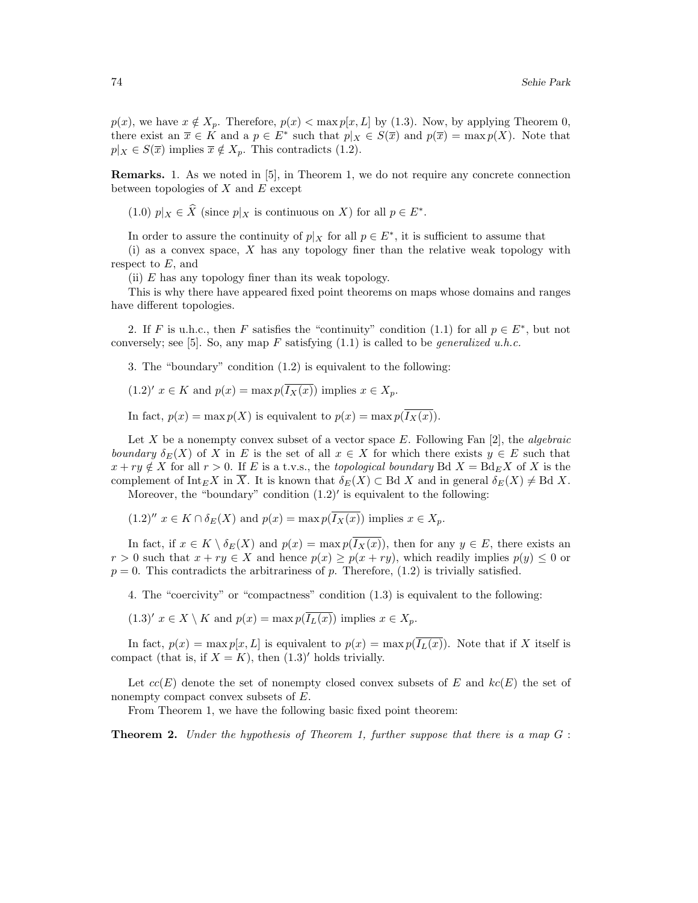$p(x)$, we have $x \notin X_p$. Therefore, $p(x) < \max p[x, L]$ by (1.3). Now, by applying Theorem 0, there exist an $\overline{x} \in K$ and a $p \in E^*$ such that $p|_X \in S(\overline{x})$ and $p(\overline{x}) = \max p(X)$. Note that $p|_X \in S(\overline{x})$ implies $\overline{x} \notin X_p$. This contradicts (1.2).

**Remarks.** 1. As we noted in [5], in Theorem 1, we do not require any concrete connection between topologies of $X$ and $E$ except

(1.0) $p|_X \in \widehat{X}$ (since $p|_X$ is continuous on $X$) for all $p \in E^*$.

In order to assure the continuity of $p|_X$ for all $p \in E^*$, it is sufficient to assume that

(i) as a convex space, $X$ has any topology finer than the relative weak topology with respect to $E$, and

(ii) $E$ has any topology finer than its weak topology.

This is why there have appeared fixed point theorems on maps whose domains and ranges have different topologies.

2. If $F$ is u.h.c., then $F$ satisfies the "continuity" condition (1.1) for all $p \in E^*$, but not conversely; see [5]. So, any map $F$ satisfying (1.1) is called to be *generalized u.h.c.*

3. The "boundary" condition (1.2) is equivalent to the following:

$(1.2)'$ $x \in K$ and $p(x) = \max p(\overline{I_X(x)})$ implies $x \in X_p$.

In fact, $p(x) = \max p(X)$ is equivalent to $p(x) = \max p(\overline{I_X(x)})$.

Let $X$ be a nonempty convex subset of a vector space $E$. Following Fan [2], the *algebraic boundary* $\delta_E(X)$ of $X$ in $E$ is the set of all $x \in X$ for which there exists $y \in E$ such that $x + ry \notin X$ for all $r > 0$. If $E$ is a t.v.s., the *topological boundary* Bd $X = \text{Bd}_E X$ of $X$ is the complement of $\text{Int}_E X$ in $\overline{X}$. It is known that $\delta_E(X) \subset \text{Bd } X$ and in general $\delta_E(X) \neq \text{Bd } X$.

Moreover, the "boundary" condition $(1.2)'$ is equivalent to the following:

$(1.2)''$ $x \in K \cap \delta_E(X)$ and $p(x) = \max p(\overline{I_X(x)})$ implies $x \in X_p$.

In fact, if $x \in K \setminus \delta_E(X)$ and $p(x) = \max p(\overline{I_X(x)})$, then for any $y \in E$, there exists an $r > 0$ such that $x + ry \in X$ and hence $p(x) \geq p(x + ry)$, which readily implies $p(y) \leq 0$ or $p = 0$. This contradicts the arbitrariness of $p$. Therefore, (1.2) is trivially satisfied.

4. The "coercivity" or "compactness" condition (1.3) is equivalent to the following:

$(1.3)'$ $x \in X \setminus K$ and $p(x) = \max p(\overline{I_L(x)})$ implies $x \in X_p$.

In fact, $p(x) = \max p[x, L]$ is equivalent to $p(x) = \max p(\overline{I_L(x)})$. Note that if $X$ itself is compact (that is, if $X = K$), then $(1.3)'$ holds trivially.

Let $cc(E)$ denote the set of nonempty closed convex subsets of $E$ and $kc(E)$ the set of nonempty compact convex subsets of $E$.

From Theorem 1, we have the following basic fixed point theorem:

**Theorem 2.** *Under the hypothesis of Theorem 1, further suppose that there is a map $G$ :*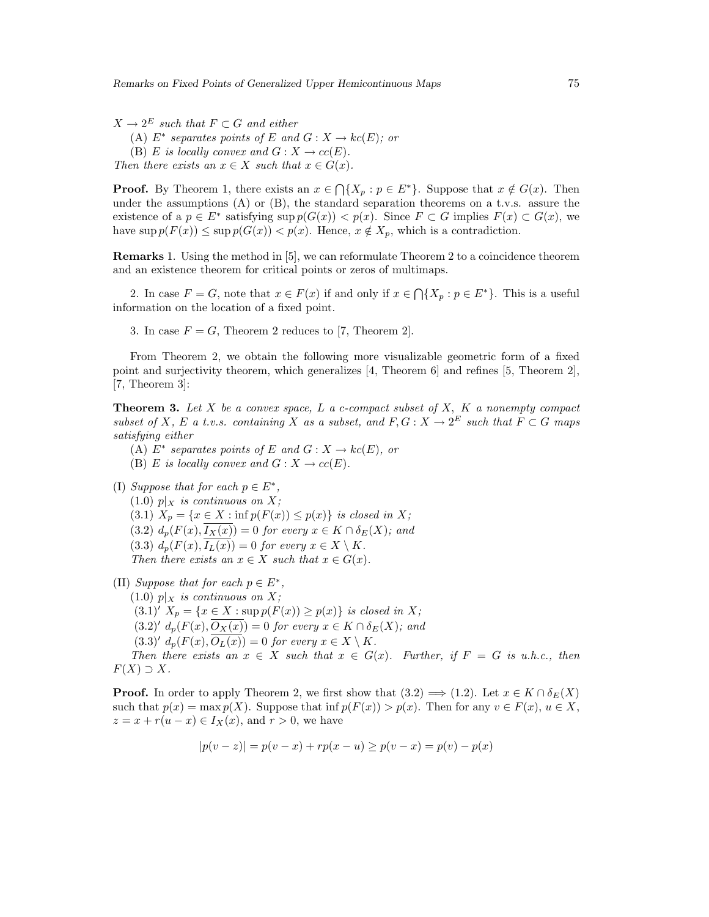$X \to 2^E$ *such that* $F \subset G$ *and either*

(A) $E^*$ *separates points of* $E$ *and* $G : X \to kc(E)$*; or*

(B) $E$ *is locally convex and* $G : X \to cc(E)$.

*Then there exists an* $x \in X$ *such that* $x \in G(x)$.

**Proof.** By Theorem 1, there exists an $x \in \bigcap\{X_p : p \in E^*\}$. Suppose that $x \notin G(x)$. Then under the assumptions (A) or (B), the standard separation theorems on a t.v.s. assure the existence of a $p \in E^*$ satisfying $\sup p(G(x)) < p(x)$. Since $F \subset G$ implies $F(x) \subset G(x)$, we have $\sup p(F(x)) \leq \sup p(G(x)) < p(x)$. Hence, $x \notin X_p$, which is a contradiction.

**Remarks** 1. Using the method in [5], we can reformulate Theorem 2 to a coincidence theorem and an existence theorem for critical points or zeros of multimaps.

2. In case $F = G$, note that $x \in F(x)$ if and only if $x \in \bigcap\{X_p : p \in E^*\}$. This is a useful information on the location of a fixed point.

3. In case $F = G$, Theorem 2 reduces to [7, Theorem 2].

From Theorem 2, we obtain the following more visualizable geometric form of a fixed point and surjectivity theorem, which generalizes [4, Theorem 6] and refines [5, Theorem 2], [7, Theorem 3]:

**Theorem 3.** *Let* $X$ *be a convex space,* $L$ *a c-compact subset of* $X$*,* $K$ *a nonempty compact subset of* $X$*,* $E$ *a t.v.s. containing* $X$ *as a subset, and* $F, G : X \to 2^E$ *such that* $F \subset G$ *maps satisfying either*

(A) $E^*$ *separates points of* $E$ *and* $G : X \to kc(E)$*, or*

(B) $E$ *is locally convex and* $G : X \to cc(E)$.

(I) *Suppose that for each* $p \in E^*$*,*

(1.0) $p|_X$ *is continuous on* $X$*;*

(3.1) $X_p = \{x \in X : \inf p(F(x)) \leq p(x)\}$ *is closed in* $X$*;*

(3.2) $d_p(F(x), \overline{I_X(x)}) = 0$ *for every* $x \in K \cap \delta_E(X)$*; and*

(3.3) $d_p(F(x), \overline{I_L(x)}) = 0$ *for every* $x \in X \setminus K$.

*Then there exists an* $x \in X$ *such that* $x \in G(x)$.

(II) *Suppose that for each* $p \in E^*$*,*

(1.0) $p|_X$ *is continuous on* $X$*;*

$(3.1)'$ $X_p = \{x \in X : \sup p(F(x)) \geq p(x)\}$ *is closed in* $X$*;*

$(3.2)'$ $d_p(F(x), \overline{O_X(x)}) = 0$ *for every* $x \in K \cap \delta_E(X)$*; and*

$(3.3)'$ $d_p(F(x), \overline{O_L(x)}) = 0$ *for every* $x \in X \setminus K$.

*Then there exists an* $x \in X$ *such that* $x \in G(x)$*. Further, if* $F = G$ *is u.h.c., then* $F(X) \supset X$.

**Proof.** In order to apply Theorem 2, we first show that (3.2) $\Longrightarrow$ (1.2). Let $x \in K \cap \delta_E(X)$ such that $p(x) = \max p(X)$. Suppose that $\inf p(F(x)) > p(x)$. Then for any $v \in F(x)$, $u \in X$, $z = x + r(u - x) \in I_X(x)$, and $r > 0$, we have

$$|p(v - z)| = p(v - x) + rp(x - u) \geq p(v - x) = p(v) - p(x)$$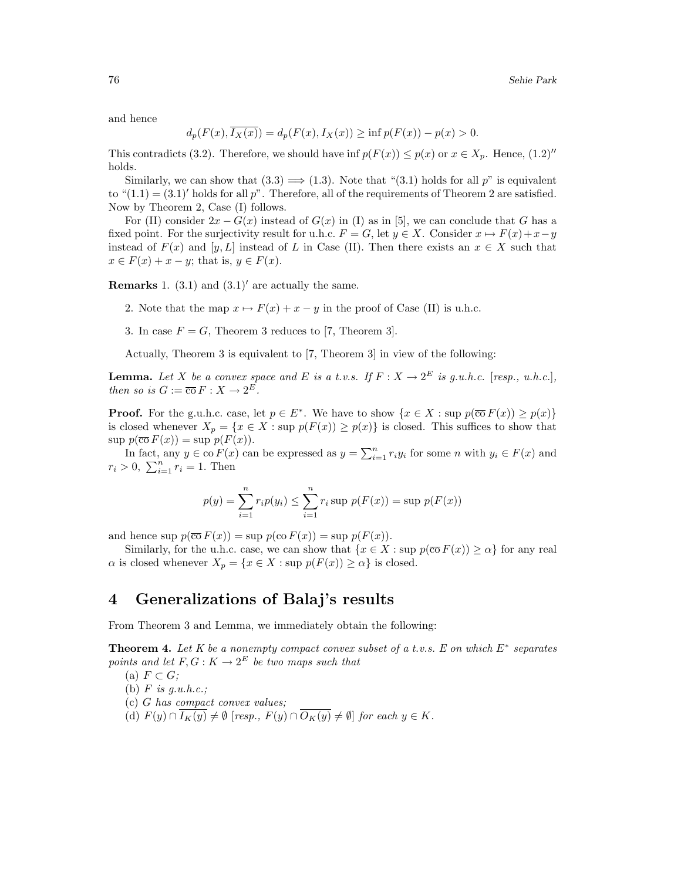and hence

$$d_p(F(x), \overline{I_X(x)}) = d_p(F(x), I_X(x)) \geq \inf p(F(x)) - p(x) > 0.$$

This contradicts (3.2). Therefore, we should have $\inf p(F(x)) \leq p(x)$ or $x \in X_p$. Hence, $(1.2)''$ holds.

Similarly, we can show that $(3.3) \Longrightarrow (1.3)$. Note that "(3.1) holds for all $p$" is equivalent to "$(1.1) = (3.1)'$ holds for all $p$". Therefore, all of the requirements of Theorem 2 are satisfied. Now by Theorem 2, Case (I) follows.

For (II) consider $2x - G(x)$ instead of $G(x)$ in (I) as in [5], we can conclude that $G$ has a fixed point. For the surjectivity result for u.h.c. $F = G$, let $y \in X$. Consider $x \mapsto F(x) + x - y$ instead of $F(x)$ and $[y, L]$ instead of $L$ in Case (II). Then there exists an $x \in X$ such that $x \in F(x) + x - y$; that is, $y \in F(x)$.

**Remarks** 1. (3.1) and $(3.1)'$ are actually the same.

2. Note that the map $x \mapsto F(x) + x - y$ in the proof of Case (II) is u.h.c.

3. In case $F = G$, Theorem 3 reduces to [7, Theorem 3].

Actually, Theorem 3 is equivalent to [7, Theorem 3] in view of the following:

**Lemma.** *Let $X$ be a convex space and $E$ is a t.v.s. If $F : X \to 2^E$ is g.u.h.c. [resp., u.h.c.], then so is $G := \overline{\text{co}}\, F : X \to 2^E$.*

**Proof.** For the g.u.h.c. case, let $p \in E^*$. We have to show $\{x \in X : \sup\, p(\overline{\text{co}}\, F(x)) \geq p(x)\}$ is closed whenever $X_p = \{x \in X : \sup\, p(F(x)) \geq p(x)\}$ is closed. This suffices to show that $\sup\, p(\overline{\text{co}}\, F(x)) = \sup\, p(F(x))$.

In fact, any $y \in \text{co}\, F(x)$ can be expressed as $y = \sum_{i=1}^n r_i y_i$ for some $n$ with $y_i \in F(x)$ and $r_i > 0$, $\sum_{i=1}^n r_i = 1$. Then

$$p(y) = \sum_{i=1}^n r_i p(y_i) \leq \sum_{i=1}^n r_i \sup\, p(F(x)) = \sup\, p(F(x))$$

and hence $\sup\, p(\overline{\text{co}}\, F(x)) = \sup\, p(\text{co}\, F(x)) = \sup\, p(F(x))$.

Similarly, for the u.h.c. case, we can show that $\{x \in X : \sup\, p(\overline{\text{co}}\, F(x)) \geq \alpha\}$ for any real $\alpha$ is closed whenever $X_p = \{x \in X : \sup\, p(F(x)) \geq \alpha\}$ is closed.

# 4 Generalizations of Balaj's results

From Theorem 3 and Lemma, we immediately obtain the following:

**Theorem 4.** *Let $K$ be a nonempty compact convex subset of a t.v.s. $E$ on which $E^*$ separates points and let $F, G : K \to 2^E$ be two maps such that*

(a) *$F \subset G$;*

(b) *$F$ is g.u.h.c.;*

(c) *$G$ has compact convex values;*

(d) *$F(y) \cap \overline{I_K(y)} \neq \emptyset$ [resp., $F(y) \cap \overline{O_K(y)} \neq \emptyset$] for each $y \in K$.*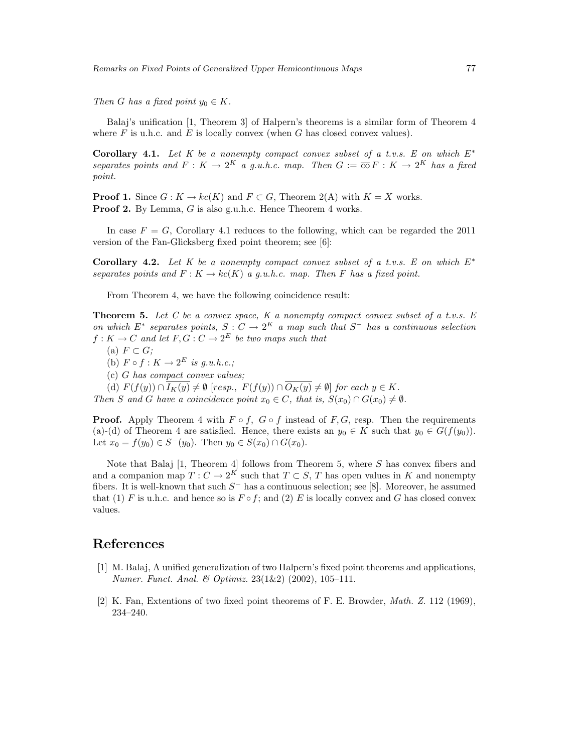*Then $G$ has a fixed point $y_0 \in K$.*

Balaj's unification [1, Theorem 3] of Halpern's theorems is a similar form of Theorem 4 where $F$ is u.h.c. and $E$ is locally convex (when $G$ has closed convex values).

**Corollary 4.1.** *Let $K$ be a nonempty compact convex subset of a t.v.s. $E$ on which $E^*$ separates points and $F : K \to 2^K$ a g.u.h.c. map. Then $G := \overline{\text{co}}\, F : K \to 2^K$ has a fixed point.*

**Proof 1.** Since $G : K \to kc(K)$ and $F \subset G$, Theorem 2(A) with $K = X$ works.
**Proof 2.** By Lemma, $G$ is also g.u.h.c. Hence Theorem 4 works.

In case $F = G$, Corollary 4.1 reduces to the following, which can be regarded the 2011 version of the Fan-Glicksberg fixed point theorem; see [6]:

**Corollary 4.2.** *Let $K$ be a nonempty compact convex subset of a t.v.s. $E$ on which $E^*$ separates points and $F : K \to kc(K)$ a g.u.h.c. map. Then $F$ has a fixed point.*

From Theorem 4, we have the following coincidence result:

**Theorem 5.** *Let $C$ be a convex space, $K$ a nonempty compact convex subset of a t.v.s. $E$ on which $E^*$ separates points, $S : C \to 2^K$ a map such that $S^-$ has a continuous selection $f : K \to C$ and let $F, G : C \to 2^E$ be two maps such that*

(a) *$F \subset G$;*

(b) *$F \circ f : K \to 2^E$ is g.u.h.c.;*

(c) *$G$ has compact convex values;*

(d) *$F(f(y)) \cap \overline{I_K(y)} \neq \emptyset$ [resp., $F(f(y)) \cap \overline{O_K(y)} \neq \emptyset$] for each $y \in K$.*

*Then $S$ and $G$ have a coincidence point $x_0 \in C$, that is, $S(x_0) \cap G(x_0) \neq \emptyset$.*

**Proof.** Apply Theorem 4 with $F \circ f$, $G \circ f$ instead of $F, G$, resp. Then the requirements (a)-(d) of Theorem 4 are satisfied. Hence, there exists an $y_0 \in K$ such that $y_0 \in G(f(y_0))$. Let $x_0 = f(y_0) \in S^-(y_0)$. Then $y_0 \in S(x_0) \cap G(x_0)$.

Note that Balaj [1, Theorem 4] follows from Theorem 5, where $S$ has convex fibers and and a companion map $T : C \to 2^K$ such that $T \subset S$, $T$ has open values in $K$ and nonempty fibers. It is well-known that such $S^-$ has a continuous selection; see [8]. Moreover, he assumed that (1) $F$ is u.h.c. and hence so is $F \circ f$; and (2) $E$ is locally convex and $G$ has closed convex values.

# References

[1] M. Balaj, A unified generalization of two Halpern's fixed point theorems and applications, *Numer. Funct. Anal. & Optimiz.* 23(1&2) (2002), 105–111.

[2] K. Fan, Extentions of two fixed point theorems of F. E. Browder, *Math. Z.* 112 (1969), 234–240.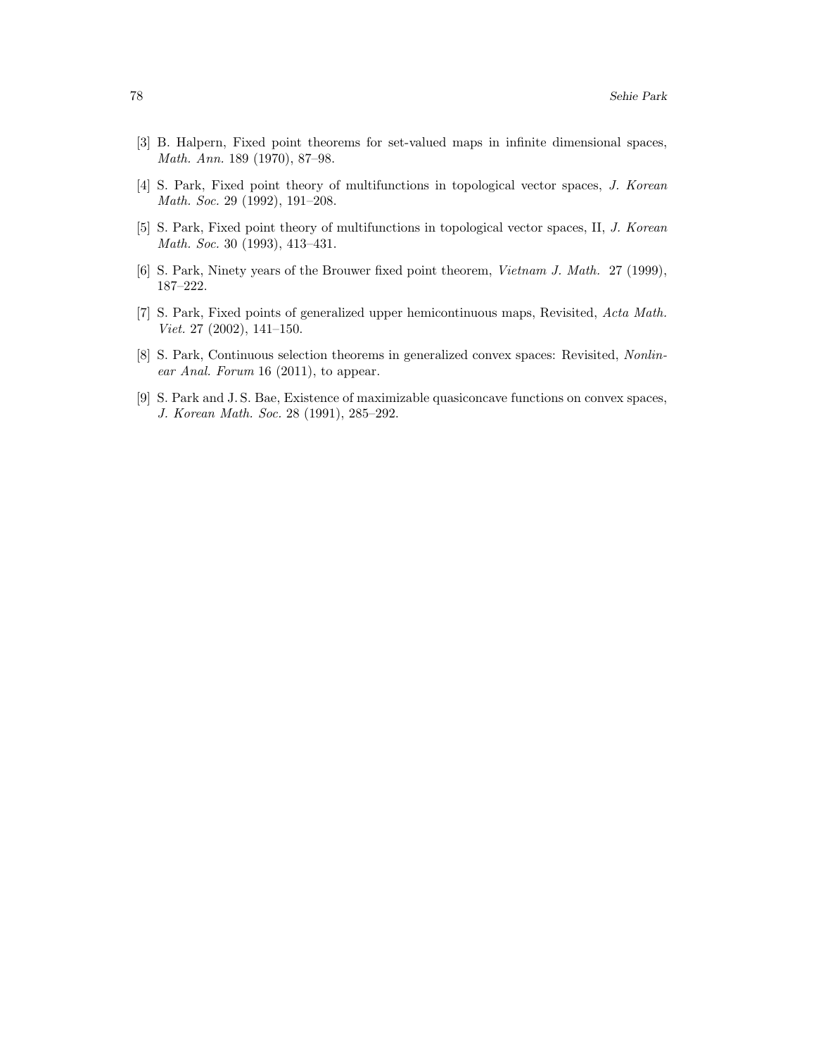[3] B. Halpern, Fixed point theorems for set-valued maps in infinite dimensional spaces, *Math. Ann.* 189 (1970), 87–98.

[4] S. Park, Fixed point theory of multifunctions in topological vector spaces, *J. Korean Math. Soc.* 29 (1992), 191–208.

[5] S. Park, Fixed point theory of multifunctions in topological vector spaces, II, *J. Korean Math. Soc.* 30 (1993), 413–431.

[6] S. Park, Ninety years of the Brouwer fixed point theorem, *Vietnam J. Math.* 27 (1999), 187–222.

[7] S. Park, Fixed points of generalized upper hemicontinuous maps, Revisited, *Acta Math. Viet.* 27 (2002), 141–150.

[8] S. Park, Continuous selection theorems in generalized convex spaces: Revisited, *Nonlinear Anal. Forum* 16 (2011), to appear.

[9] S. Park and J. S. Bae, Existence of maximizable quasiconcave functions on convex spaces, *J. Korean Math. Soc.* 28 (1991), 285–292.